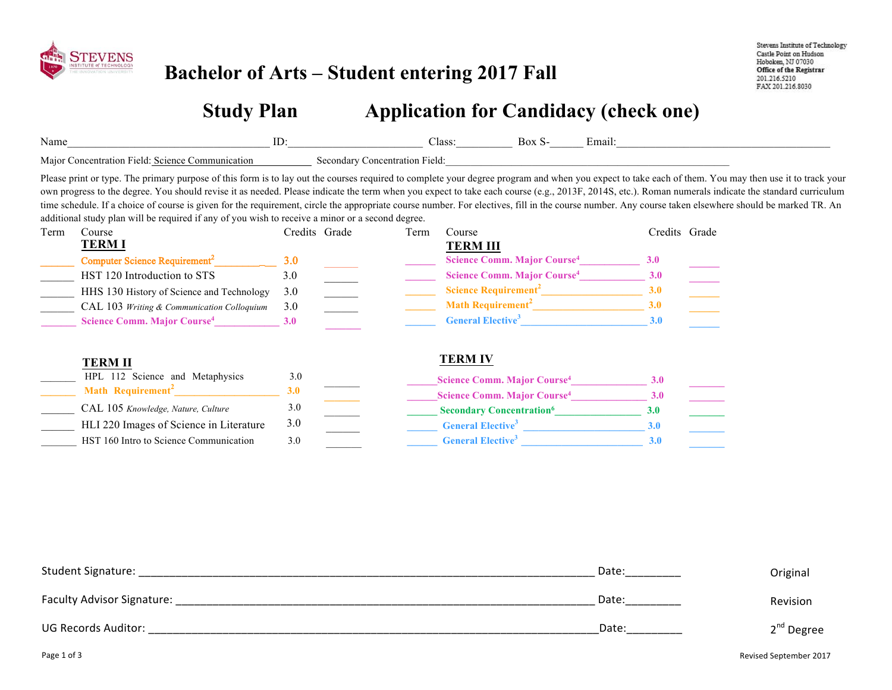Stevens Institute of Technology
Castle Point on Hudson
Hoboken, NJ 07030
**Office of the Registrar**
201.216.5210
FAX 201.216.8030

# Bachelor of Arts – Student entering 2017 Fall

## Study Plan — Application for Candidacy (check one)

Name____________________ ID:______________ Class:________ Box S-______ Email:____________________

Major Concentration Field: Science Communication   Secondary Concentration Field:____________________

Please print or type. The primary purpose of this form is to lay out the courses required to complete your degree program and when you expect to take each of them. You may then use it to track your own progress to the degree. You should revise it as needed. Please indicate the term when you expect to take each course (e.g., 2013F, 2014S, etc.). Roman numerals indicate the standard curriculum time schedule. If a choice of course is given for the requirement, circle the appropriate course number. For electives, fill in the course number. Any course taken elsewhere should be marked TR. An additional study plan will be required if any of you wish to receive a minor or a second degree.

### TERM I

| Term | Course | Credits | Grade |
|---|---|---|---|
| ______ | Computer Science Requirement[2] | 3.0 | ______ |
| ______ | HST 120 Introduction to STS | 3.0 | ______ |
| ______ | HHS 130 History of Science and Technology | 3.0 | ______ |
| ______ | CAL 103 *Writing & Communication Colloquium* | 3.0 | ______ |
| ______ | Science Comm. Major Course[4] | 3.0 | ______ |

### TERM II

| Term | Course | Credits | Grade |
|---|---|---|---|
| ______ | HPL 112 Science and Metaphysics | 3.0 | ______ |
| ______ | Math Requirement[2] | 3.0 | ______ |
| ______ | CAL 105 *Knowledge, Nature, Culture* | 3.0 | ______ |
| ______ | HLI 220 Images of Science in Literature | 3.0 | ______ |
| ______ | HST 160 Intro to Science Communication | 3.0 | ______ |

### TERM III

| Term | Course | Credits | Grade |
|---|---|---|---|
| ______ | Science Comm. Major Course[4] | 3.0 | ______ |
| ______ | Science Comm. Major Course[4] | 3.0 | ______ |
| ______ | Science Requirement[2] | 3.0 | ______ |
| ______ | Math Requirement[2] | 3.0 | ______ |
| ______ | General Elective[3] | 3.0 | ______ |

### TERM IV

| Term | Course | Credits | Grade |
|---|---|---|---|
| ______ | Science Comm. Major Course[4] | 3.0 | ______ |
| ______ | Science Comm. Major Course[4] | 3.0 | ______ |
| ______ | Secondary Concentration[6] | 3.0 | ______ |
| ______ | General Elective[3] | 3.0 | ______ |
| ______ | General Elective[3] | 3.0 | ______ |

Student Signature: ______________________________ Date:________   Original

Faculty Advisor Signature: ______________________________ Date:________   Revision

UG Records Auditor: ______________________________ Date:________   2nd Degree

Revised September 2017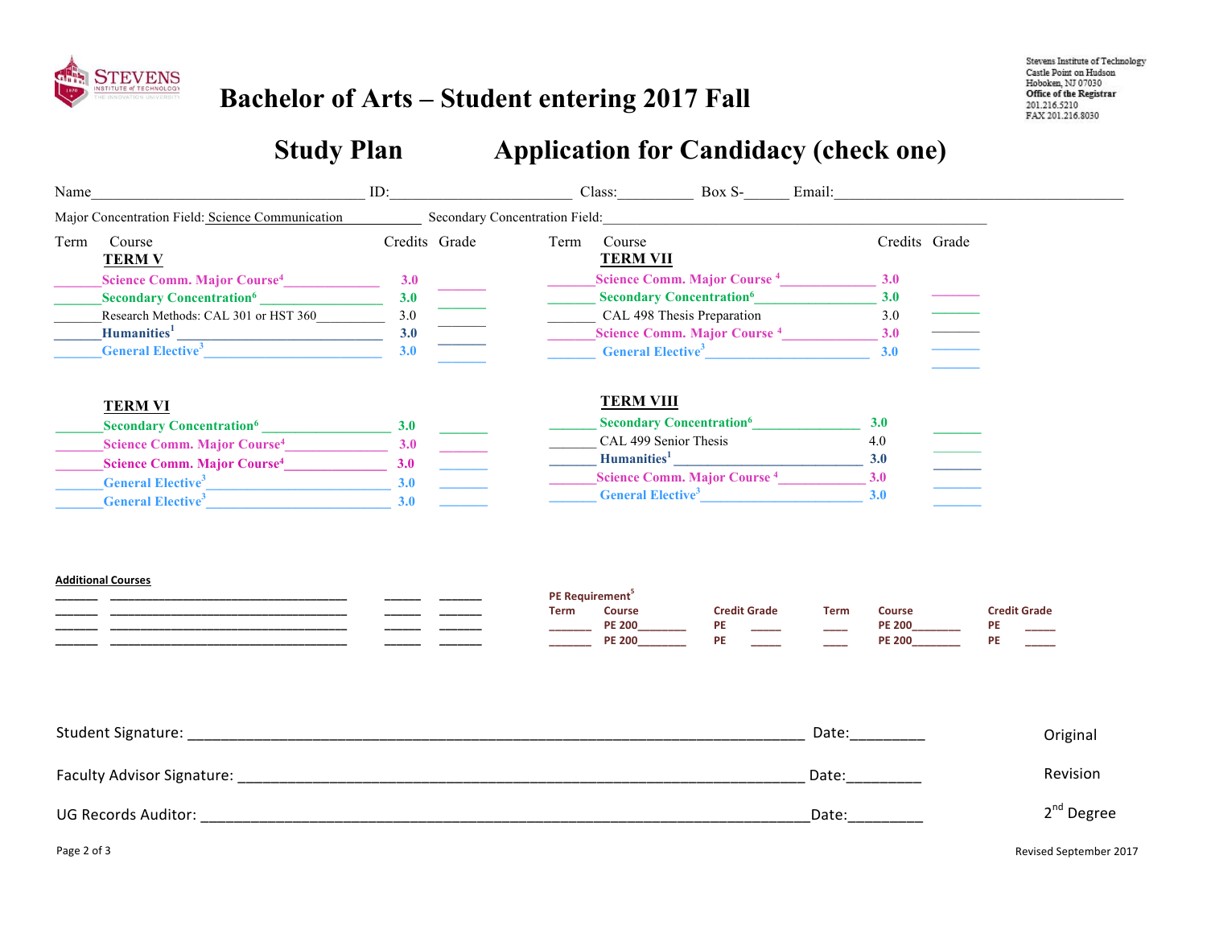Stevens Institute of Technology
Castle Point on Hudson
Hoboken, NJ 07030
Office of the Registrar
201.216.5210
FAX 201.216.8030

# Bachelor of Arts – Student entering 2017 Fall

## Study Plan          Application for Candidacy (check one)

Name________________________________ ID:______________________ Class:_________ Box S-______ Email:___________________________________

Major Concentration Field: Science Communication    Secondary Concentration Field:_______________________________________________

### TERM V

| Term | Course | Credits | Grade |
|---|---|---|---|
| ______ | Science Comm. Major Course[4] | 3.0 | ______ |
| ______ | Secondary Concentration[6] | 3.0 | ______ |
| ______ | Research Methods: CAL 301 or HST 360 | 3.0 | ______ |
| ______ | Humanities[1] | 3.0 | ______ |
| ______ | General Elective[3] | 3.0 | ______ |

### TERM VI

| Term | Course | Credits | Grade |
|---|---|---|---|
| ______ | Secondary Concentration[6] | 3.0 | ______ |
| ______ | Science Comm. Major Course[4] | 3.0 | ______ |
| ______ | Science Comm. Major Course[4] | 3.0 | ______ |
| ______ | General Elective[3] | 3.0 | ______ |
| ______ | General Elective[3] | 3.0 | ______ |

### TERM VII

| Term | Course | Credits | Grade |
|---|---|---|---|
| ______ | Science Comm. Major Course [4] | 3.0 | ______ |
| ______ | Secondary Concentration[6] | 3.0 | ______ |
| ______ | CAL 498 Thesis Preparation | 3.0 | ______ |
| ______ | Science Comm. Major Course [4] | 3.0 | ______ |
| ______ | General Elective[3] | 3.0 | ______ |

### TERM VIII

| Term | Course | Credits | Grade |
|---|---|---|---|
| ______ | Secondary Concentration[6] | 3.0 | ______ |
| ______ | CAL 499 Senior Thesis | 4.0 | ______ |
| ______ | Humanities[1] | 3.0 | ______ |
| ______ | Science Comm. Major Course [4] | 3.0 | ______ |
| ______ | General Elective[3] | 3.0 | ______ |

**Additional Courses**

| Term | Course | Credits | Grade |
|---|---|---|---|
| ______ | ______________________________ | _____ | ______ |
| ______ | ______________________________ | _____ | ______ |
| ______ | ______________________________ | _____ | ______ |
| ______ | ______________________________ | _____ | ______ |

**PE Requirement[5]**

| Term | Course | Credit | Grade | Term | Course | Credit | Grade |
|---|---|---|---|---|---|---|---|
| ______ | PE 200________ | PE | _____ | ____ | PE 200________ | PE | _____ |
| ______ | PE 200________ | PE | _____ | ____ | PE 200________ | PE | _____ |

Student Signature: ______________________________________________________ Date:_________

Faculty Advisor Signature: _______________________________________________ Date:_________

UG Records Auditor: ____________________________________________________ Date:_________

Original

Revision

2nd Degree

Revised September 2017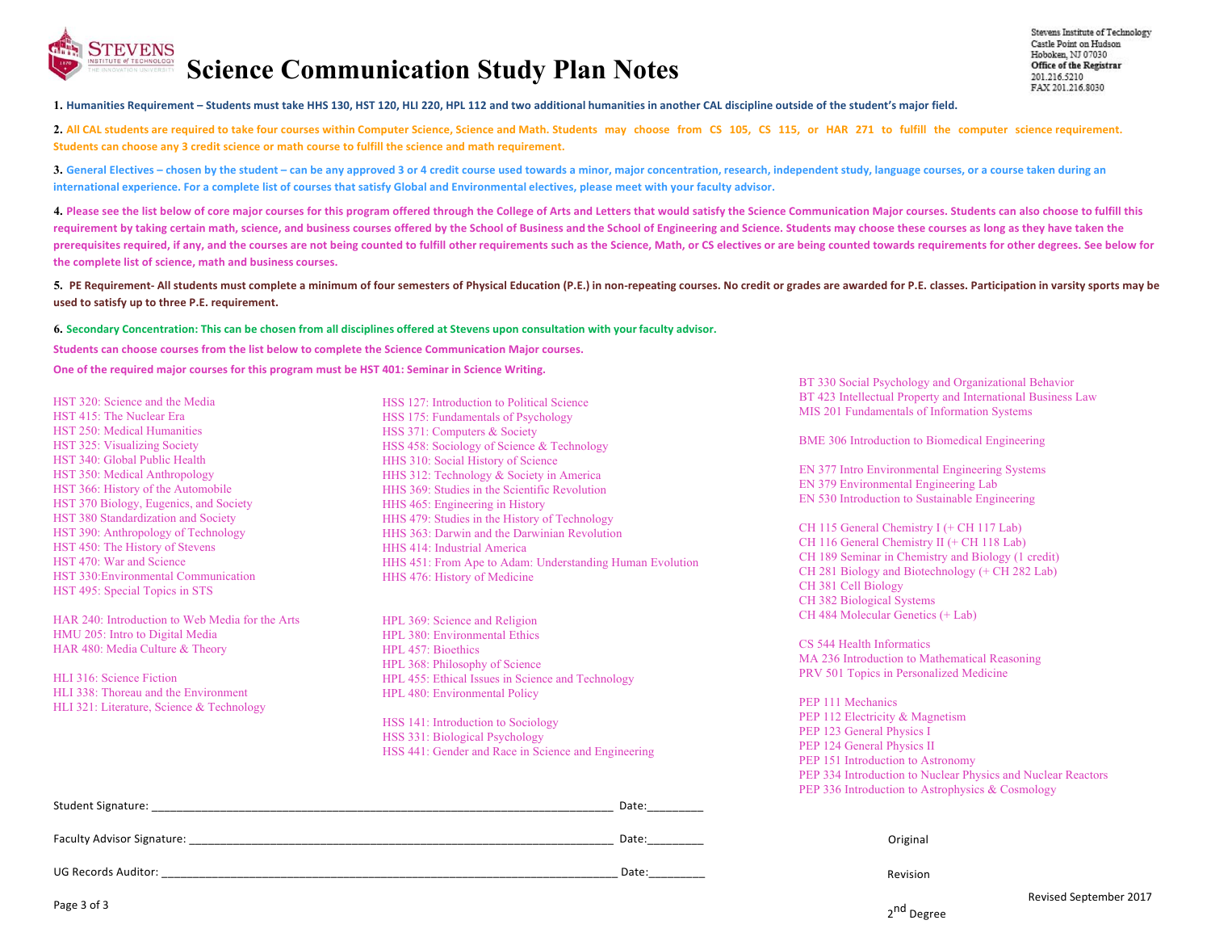# Science Communication Study Plan Notes

Stevens Institute of Technology
Castle Point on Hudson
Hoboken, NJ 07030
**Office of the Registrar**
201.216.5210
FAX 201.216.8030

**1. Humanities Requirement – Students must take HHS 130, HST 120, HLI 220, HPL 112 and two additional humanities in another CAL discipline outside of the student's major field.**

**2. All CAL students are required to take four courses within Computer Science, Science and Math. Students may choose from CS 105, CS 115, or HAR 271 to fulfill the computer science requirement. Students can choose any 3 credit science or math course to fulfill the science and math requirement.**

**3. General Electives – chosen by the student – can be any approved 3 or 4 credit course used towards a minor, major concentration, research, independent study, language courses, or a course taken during an international experience. For a complete list of courses that satisfy Global and Environmental electives, please meet with your faculty advisor.**

**4. Please see the list below of core major courses for this program offered through the College of Arts and Letters that would satisfy the Science Communication Major courses. Students can also choose to fulfill this requirement by taking certain math, science, and business courses offered by the School of Business and the School of Engineering and Science. Students may choose these courses as long as they have taken the prerequisites required, if any, and the courses are not being counted to fulfill other requirements such as the Science, Math, or CS electives or are being counted towards requirements for other degrees. See below for the complete list of science, math and business courses.**

**5. PE Requirement- All students must complete a minimum of four semesters of Physical Education (P.E.) in non-repeating courses. No credit or grades are awarded for P.E. classes. Participation in varsity sports may be used to satisfy up to three P.E. requirement.**

**6. Secondary Concentration: This can be chosen from all disciplines offered at Stevens upon consultation with your faculty advisor.**

**Students can choose courses from the list below to complete the Science Communication Major courses.**

**One of the required major courses for this program must be HST 401: Seminar in Science Writing.**

HST 320: Science and the Media
HST 415: The Nuclear Era
HST 250: Medical Humanities
HST 325: Visualizing Society
HST 340: Global Public Health
HST 350: Medical Anthropology
HST 366: History of the Automobile
HST 370 Biology, Eugenics, and Society
HST 380 Standardization and Society
HST 390: Anthropology of Technology
HST 450: The History of Stevens
HST 470: War and Science
HST 330:Environmental Communication
HST 495: Special Topics in STS

HAR 240: Introduction to Web Media for the Arts
HMU 205: Intro to Digital Media
HAR 480: Media Culture & Theory

HLI 316: Science Fiction
HLI 338: Thoreau and the Environment
HLI 321: Literature, Science & Technology

HSS 127: Introduction to Political Science
HSS 175: Fundamentals of Psychology
HSS 371: Computers & Society
HSS 458: Sociology of Science & Technology
HHS 310: Social History of Science
HHS 312: Technology & Society in America
HHS 369: Studies in the Scientific Revolution
HHS 465: Engineering in History
HHS 479: Studies in the History of Technology
HHS 363: Darwin and the Darwinian Revolution
HHS 414: Industrial America
HHS 451: From Ape to Adam: Understanding Human Evolution
HHS 476: History of Medicine

HPL 369: Science and Religion
HPL 380: Environmental Ethics
HPL 457: Bioethics
HPL 368: Philosophy of Science
HPL 455: Ethical Issues in Science and Technology
HPL 480: Environmental Policy

HSS 141: Introduction to Sociology
HSS 331: Biological Psychology
HSS 441: Gender and Race in Science and Engineering

BT 330 Social Psychology and Organizational Behavior
BT 423 Intellectual Property and International Business Law
MIS 201 Fundamentals of Information Systems

BME 306 Introduction to Biomedical Engineering

EN 377 Intro Environmental Engineering Systems
EN 379 Environmental Engineering Lab
EN 530 Introduction to Sustainable Engineering

CH 115 General Chemistry I (+ CH 117 Lab)
CH 116 General Chemistry II (+ CH 118 Lab)
CH 189 Seminar in Chemistry and Biology (1 credit)
CH 281 Biology and Biotechnology (+ CH 282 Lab)
CH 381 Cell Biology
CH 382 Biological Systems
CH 484 Molecular Genetics (+ Lab)

CS 544 Health Informatics
MA 236 Introduction to Mathematical Reasoning
PRV 501 Topics in Personalized Medicine

PEP 111 Mechanics
PEP 112 Electricity & Magnetism
PEP 123 General Physics I
PEP 124 General Physics II
PEP 151 Introduction to Astronomy
PEP 334 Introduction to Nuclear Physics and Nuclear Reactors
PEP 336 Introduction to Astrophysics & Cosmology

Student Signature: ______________________________ Date:_________

Faculty Advisor Signature: ______________________________ Date:_________

UG Records Auditor: ______________________________ Date:_________

Original

Revision

2nd Degree

Revised September 2017